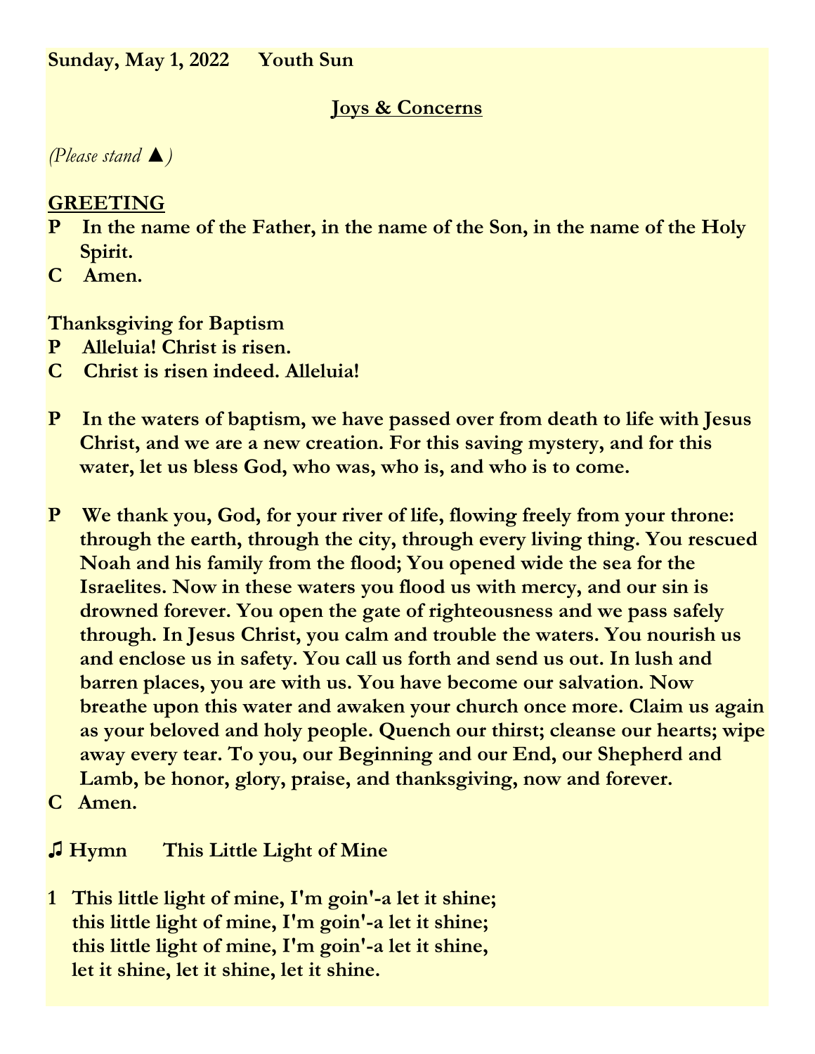**Sunday, May 1, 2022 Youth Sun**

## Joys & Concerns

*(Please stand ▲)*

**GREETING**

**P** In the name of the Father, in the name of the Son, in the name of the Holy Spirit.

**C** Amen.

**Thanksgiving for Baptism**

**P** Alleluia! Christ is risen.

**C** Christ is risen indeed. Alleluia!

**P** In the waters of baptism, we have passed over from death to life with Jesus Christ, and we are a new creation. For this saving mystery, and for this water, let us bless God, who was, who is, and who is to come.

**P** We thank you, God, for your river of life, flowing freely from your throne: through the earth, through the city, through every living thing. You rescued Noah and his family from the flood; You opened wide the sea for the Israelites. Now in these waters you flood us with mercy, and our sin is drowned forever. You open the gate of righteousness and we pass safely through. In Jesus Christ, you calm and trouble the waters. You nourish us and enclose us in safety. You call us forth and send us out. In lush and barren places, you are with us. You have become our salvation. Now breathe upon this water and awaken your church once more. Claim us again as your beloved and holy people. Quench our thirst; cleanse our hearts; wipe away every tear. To you, our Beginning and our End, our Shepherd and Lamb, be honor, glory, praise, and thanksgiving, now and forever.

**C** Amen.

**♫ Hymn This Little Light of Mine**

**1** This little light of mine, I'm goin'-a let it shine;
this little light of mine, I'm goin'-a let it shine;
this little light of mine, I'm goin'-a let it shine,
let it shine, let it shine, let it shine.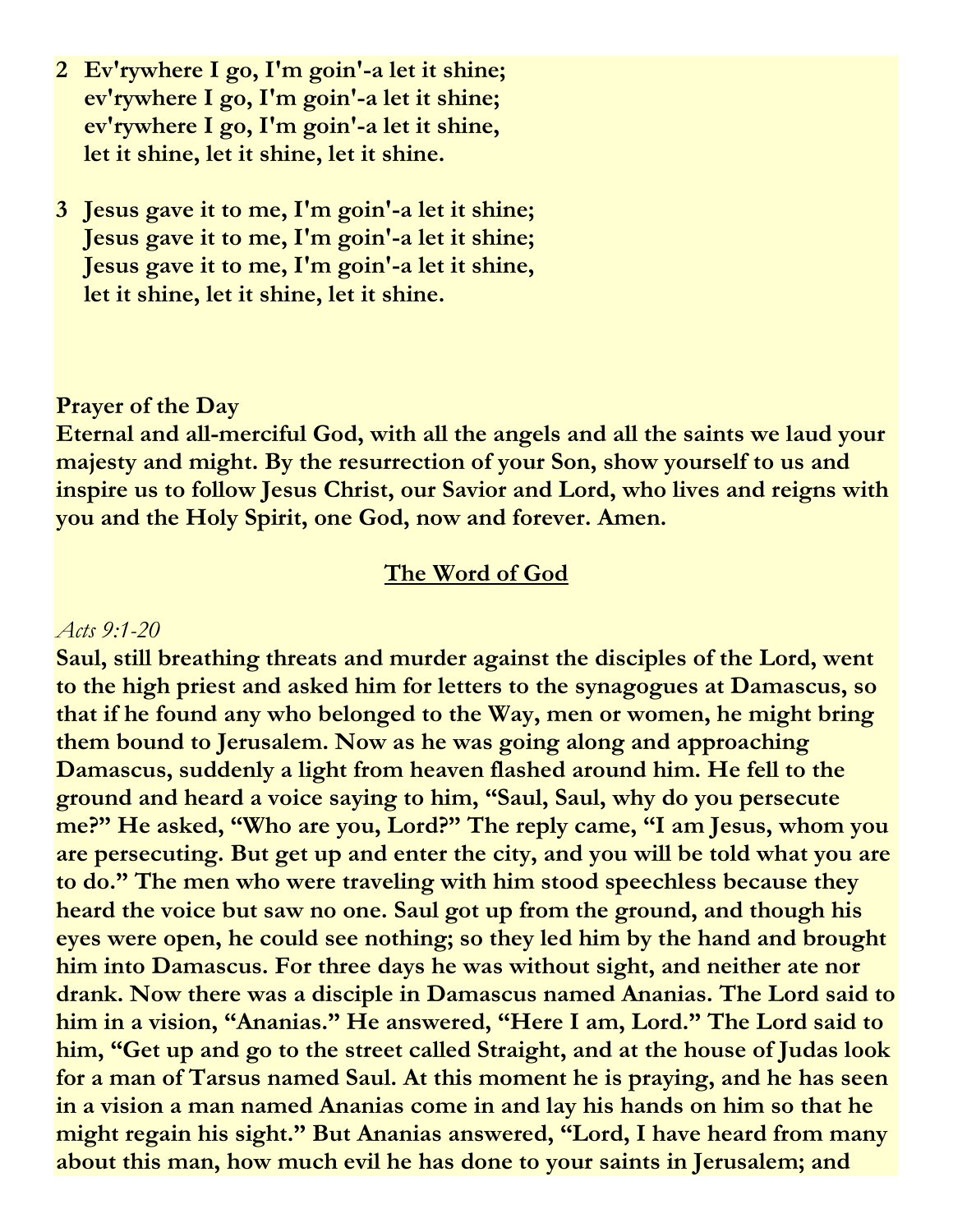**2 Ev'rywhere I go, I'm goin'-a let it shine;**
**ev'rywhere I go, I'm goin'-a let it shine;**
**ev'rywhere I go, I'm goin'-a let it shine,**
**let it shine, let it shine, let it shine.**

**3 Jesus gave it to me, I'm goin'-a let it shine;**
**Jesus gave it to me, I'm goin'-a let it shine;**
**Jesus gave it to me, I'm goin'-a let it shine,**
**let it shine, let it shine, let it shine.**

**Prayer of the Day**
**Eternal and all-merciful God, with all the angels and all the saints we laud your majesty and might. By the resurrection of your Son, show yourself to us and inspire us to follow Jesus Christ, our Savior and Lord, who lives and reigns with you and the Holy Spirit, one God, now and forever. Amen.**

## The Word of God

*Acts 9:1-20*
**Saul, still breathing threats and murder against the disciples of the Lord, went to the high priest and asked him for letters to the synagogues at Damascus, so that if he found any who belonged to the Way, men or women, he might bring them bound to Jerusalem. Now as he was going along and approaching Damascus, suddenly a light from heaven flashed around him. He fell to the ground and heard a voice saying to him, "Saul, Saul, why do you persecute me?" He asked, "Who are you, Lord?" The reply came, "I am Jesus, whom you are persecuting. But get up and enter the city, and you will be told what you are to do." The men who were traveling with him stood speechless because they heard the voice but saw no one. Saul got up from the ground, and though his eyes were open, he could see nothing; so they led him by the hand and brought him into Damascus. For three days he was without sight, and neither ate nor drank. Now there was a disciple in Damascus named Ananias. The Lord said to him in a vision, "Ananias." He answered, "Here I am, Lord." The Lord said to him, "Get up and go to the street called Straight, and at the house of Judas look for a man of Tarsus named Saul. At this moment he is praying, and he has seen in a vision a man named Ananias come in and lay his hands on him so that he might regain his sight." But Ananias answered, "Lord, I have heard from many about this man, how much evil he has done to your saints in Jerusalem; and**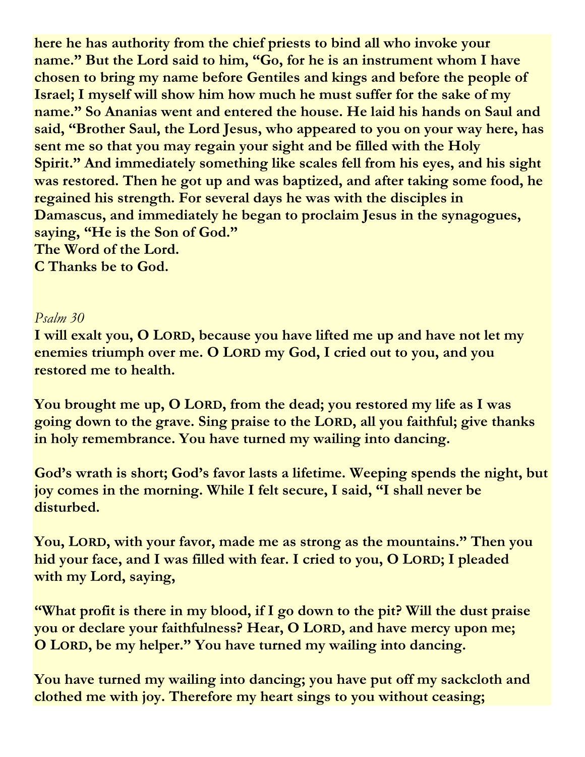**here he has authority from the chief priests to bind all who invoke your name." But the Lord said to him, "Go, for he is an instrument whom I have chosen to bring my name before Gentiles and kings and before the people of Israel; I myself will show him how much he must suffer for the sake of my name." So Ananias went and entered the house. He laid his hands on Saul and said, "Brother Saul, the Lord Jesus, who appeared to you on your way here, has sent me so that you may regain your sight and be filled with the Holy Spirit." And immediately something like scales fell from his eyes, and his sight was restored. Then he got up and was baptized, and after taking some food, he regained his strength. For several days he was with the disciples in Damascus, and immediately he began to proclaim Jesus in the synagogues, saying, "He is the Son of God."**
**The Word of the Lord.**
**C Thanks be to God.**

*Psalm 30*
**I will exalt you, O LORD, because you have lifted me up and have not let my enemies triumph over me. O LORD my God, I cried out to you, and you restored me to health.**

**You brought me up, O LORD, from the dead; you restored my life as I was going down to the grave. Sing praise to the LORD, all you faithful; give thanks in holy remembrance. You have turned my wailing into dancing.**

**God's wrath is short; God's favor lasts a lifetime. Weeping spends the night, but joy comes in the morning. While I felt secure, I said, "I shall never be disturbed.**

**You, LORD, with your favor, made me as strong as the mountains." Then you hid your face, and I was filled with fear. I cried to you, O LORD; I pleaded with my Lord, saying,**

**"What profit is there in my blood, if I go down to the pit? Will the dust praise you or declare your faithfulness? Hear, O LORD, and have mercy upon me; O LORD, be my helper." You have turned my wailing into dancing.**

**You have turned my wailing into dancing; you have put off my sackcloth and clothed me with joy. Therefore my heart sings to you without ceasing;**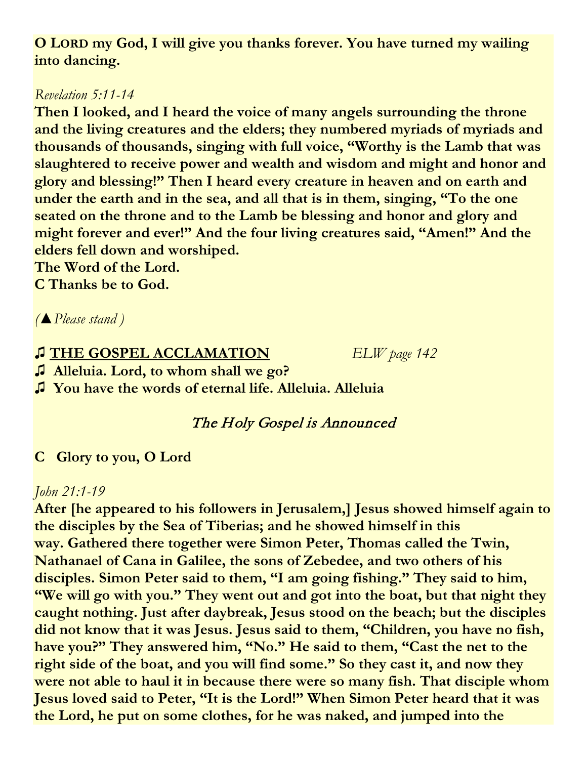**O LORD my God, I will give you thanks forever. You have turned my wailing into dancing.**

*Revelation 5:11-14*

**Then I looked, and I heard the voice of many angels surrounding the throne and the living creatures and the elders; they numbered myriads of myriads and thousands of thousands, singing with full voice, "Worthy is the Lamb that was slaughtered to receive power and wealth and wisdom and might and honor and glory and blessing!" Then I heard every creature in heaven and on earth and under the earth and in the sea, and all that is in them, singing, "To the one seated on the throne and to the Lamb be blessing and honor and glory and might forever and ever!" And the four living creatures said, "Amen!" And the elders fell down and worshiped.**
**The Word of the Lord.**
**C Thanks be to God.**

*(▲Please stand )*

**♫ <u>THE GOSPEL ACCLAMATION</u>** *ELW page 142*

**♫ Alleluia. Lord, to whom shall we go?**
**♫ You have the words of eternal life. Alleluia. Alleluia**

*The Holy Gospel is Announced*

**C Glory to you, O Lord**

*John 21:1-19*

**After [he appeared to his followers in Jerusalem,] Jesus showed himself again to the disciples by the Sea of Tiberias; and he showed himself in this way. Gathered there together were Simon Peter, Thomas called the Twin, Nathanael of Cana in Galilee, the sons of Zebedee, and two others of his disciples. Simon Peter said to them, "I am going fishing." They said to him, "We will go with you." They went out and got into the boat, but that night they caught nothing. Just after daybreak, Jesus stood on the beach; but the disciples did not know that it was Jesus. Jesus said to them, "Children, you have no fish, have you?" They answered him, "No." He said to them, "Cast the net to the right side of the boat, and you will find some." So they cast it, and now they were not able to haul it in because there were so many fish. That disciple whom Jesus loved said to Peter, "It is the Lord!" When Simon Peter heard that it was the Lord, he put on some clothes, for he was naked, and jumped into the**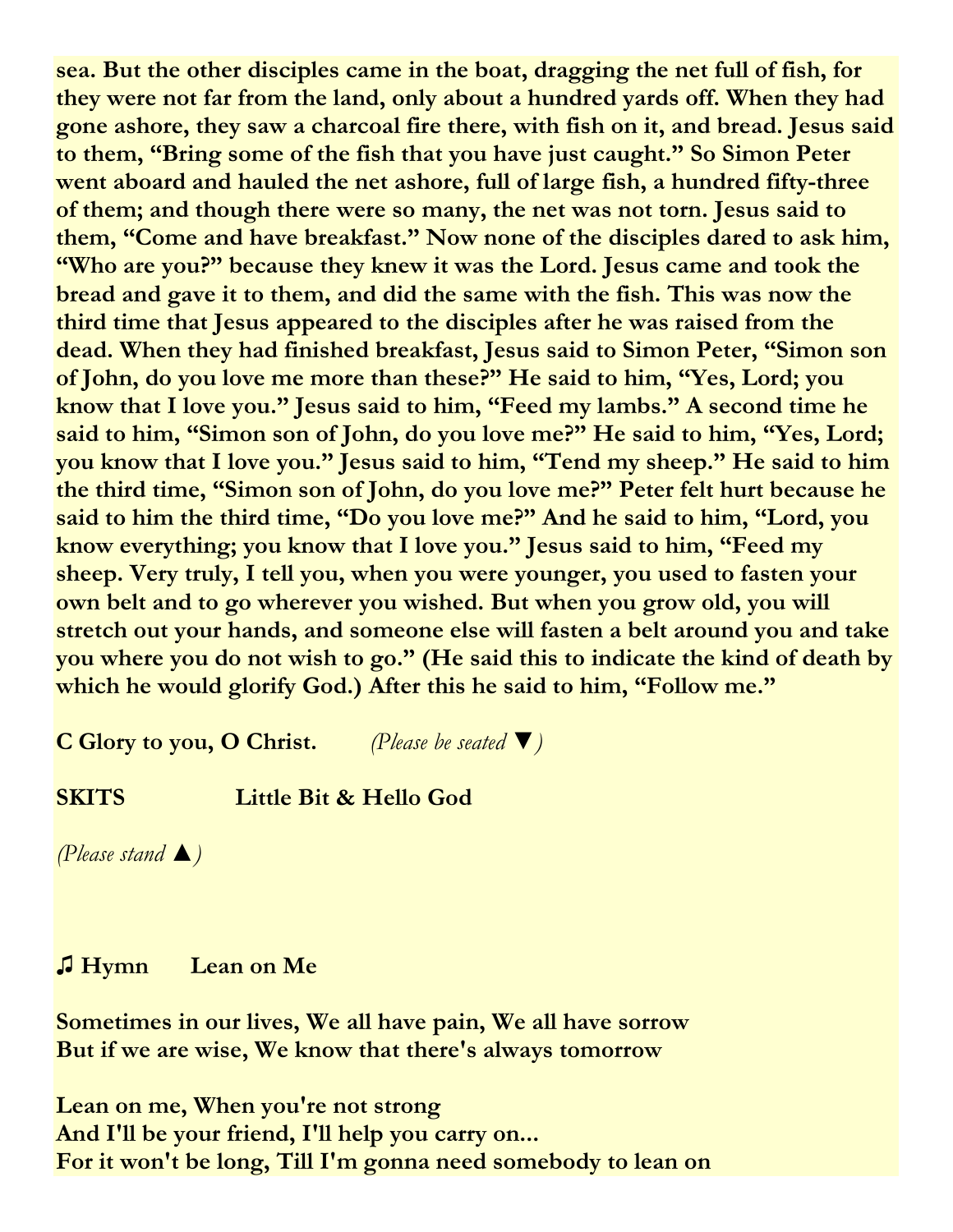**sea. But the other disciples came in the boat, dragging the net full of fish, for they were not far from the land, only about a hundred yards off. When they had gone ashore, they saw a charcoal fire there, with fish on it, and bread. Jesus said to them, "Bring some of the fish that you have just caught." So Simon Peter went aboard and hauled the net ashore, full of large fish, a hundred fifty-three of them; and though there were so many, the net was not torn. Jesus said to them, "Come and have breakfast." Now none of the disciples dared to ask him, "Who are you?" because they knew it was the Lord. Jesus came and took the bread and gave it to them, and did the same with the fish. This was now the third time that Jesus appeared to the disciples after he was raised from the dead. When they had finished breakfast, Jesus said to Simon Peter, "Simon son of John, do you love me more than these?" He said to him, "Yes, Lord; you know that I love you." Jesus said to him, "Feed my lambs." A second time he said to him, "Simon son of John, do you love me?" He said to him, "Yes, Lord; you know that I love you." Jesus said to him, "Tend my sheep." He said to him the third time, "Simon son of John, do you love me?" Peter felt hurt because he said to him the third time, "Do you love me?" And he said to him, "Lord, you know everything; you know that I love you." Jesus said to him, "Feed my sheep. Very truly, I tell you, when you were younger, you used to fasten your own belt and to go wherever you wished. But when you grow old, you will stretch out your hands, and someone else will fasten a belt around you and take you where you do not wish to go." (He said this to indicate the kind of death by which he would glorify God.) After this he said to him, "Follow me."**

**C Glory to you, O Christ.** *(Please be seated ▼)*

**SKITS Little Bit & Hello God**

*(Please stand ▲)*

**♫ Hymn Lean on Me**

**Sometimes in our lives, We all have pain, We all have sorrow**
**But if we are wise, We know that there's always tomorrow**

**Lean on me, When you're not strong**
**And I'll be your friend, I'll help you carry on...**
**For it won't be long, Till I'm gonna need somebody to lean on**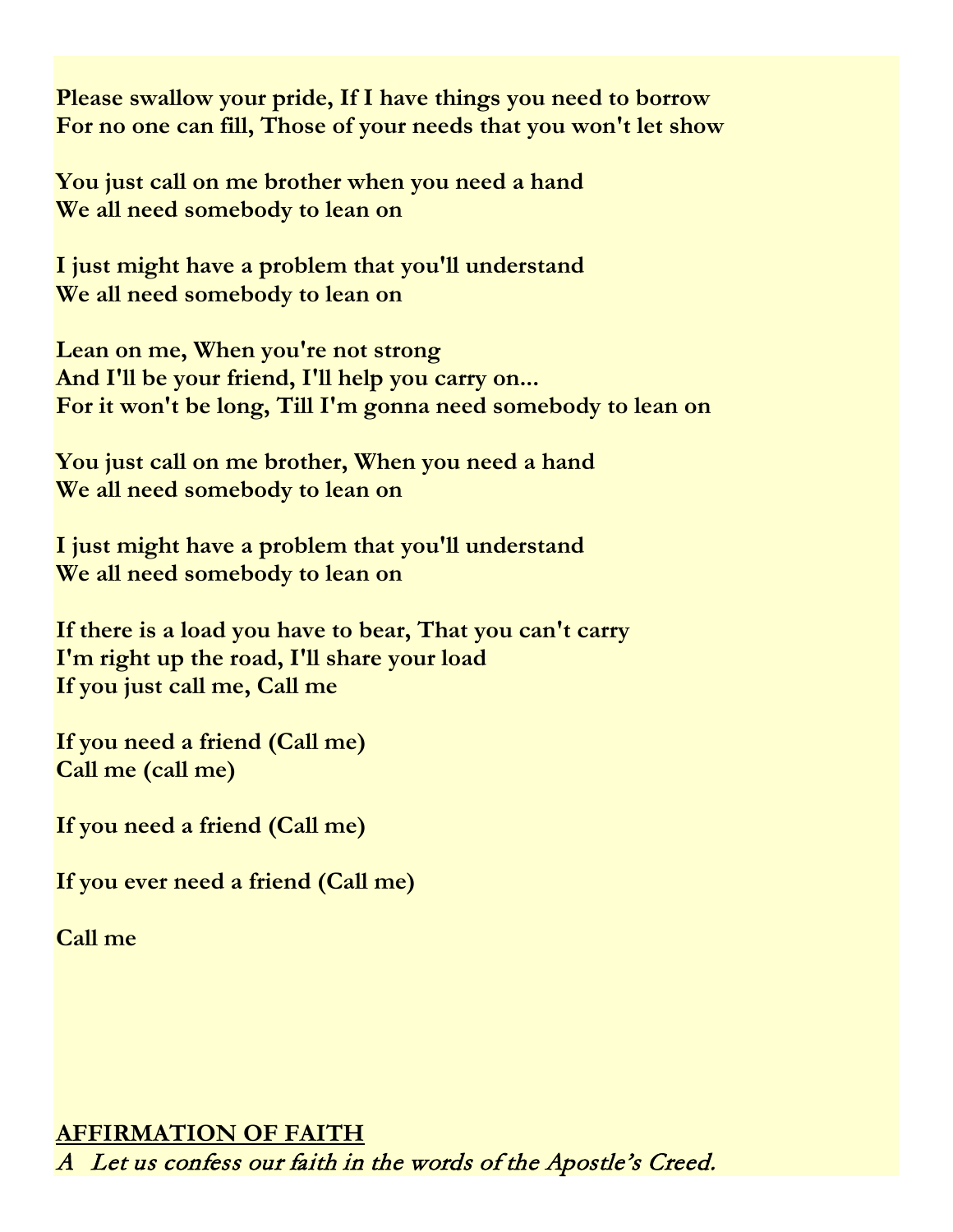**Please swallow your pride, If I have things you need to borrow**
**For no one can fill, Those of your needs that you won't let show**

**You just call on me brother when you need a hand**
**We all need somebody to lean on**

**I just might have a problem that you'll understand**
**We all need somebody to lean on**

**Lean on me, When you're not strong**
**And I'll be your friend, I'll help you carry on...**
**For it won't be long, Till I'm gonna need somebody to lean on**

**You just call on me brother, When you need a hand**
**We all need somebody to lean on**

**I just might have a problem that you'll understand**
**We all need somebody to lean on**

**If there is a load you have to bear, That you can't carry**
**I'm right up the road, I'll share your load**
**If you just call me, Call me**

**If you need a friend (Call me)**
**Call me (call me)**

**If you need a friend (Call me)**

**If you ever need a friend (Call me)**

**Call me**

**AFFIRMATION OF FAITH**

*A Let us confess our faith in the words of the Apostle's Creed.*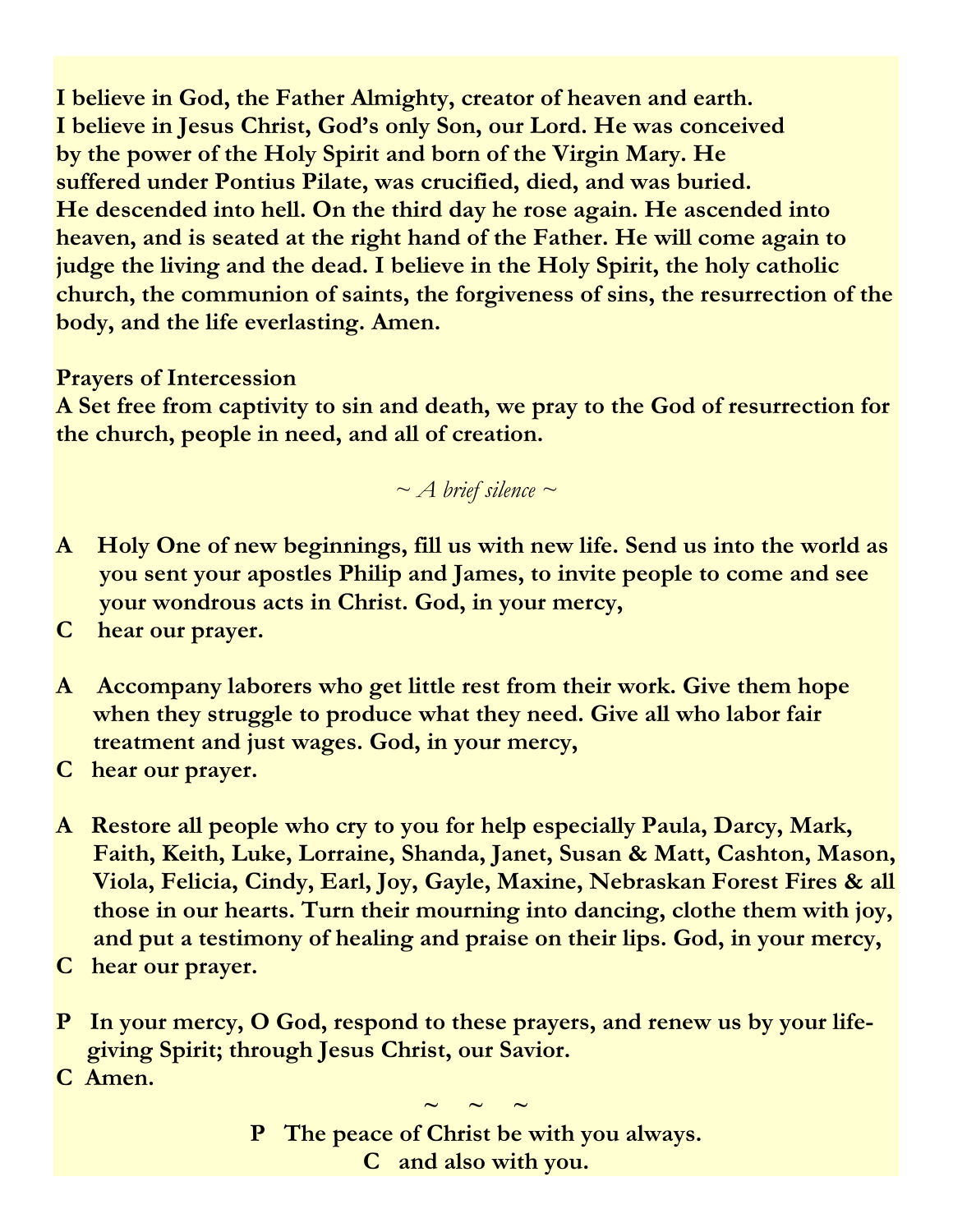**I believe in God, the Father Almighty, creator of heaven and earth. I believe in Jesus Christ, God's only Son, our Lord. He was conceived by the power of the Holy Spirit and born of the Virgin Mary. He suffered under Pontius Pilate, was crucified, died, and was buried. He descended into hell. On the third day he rose again. He ascended into heaven, and is seated at the right hand of the Father. He will come again to judge the living and the dead. I believe in the Holy Spirit, the holy catholic church, the communion of saints, the forgiveness of sins, the resurrection of the body, and the life everlasting. Amen.**

**Prayers of Intercession**

**A Set free from captivity to sin and death, we pray to the God of resurrection for the church, people in need, and all of creation.**

*~ A brief silence ~*

**A** **Holy One of new beginnings, fill us with new life. Send us into the world as you sent your apostles Philip and James, to invite people to come and see your wondrous acts in Christ. God, in your mercy,**

**C** **hear our prayer.**

**A** **Accompany laborers who get little rest from their work. Give them hope when they struggle to produce what they need. Give all who labor fair treatment and just wages. God, in your mercy,**

**C** **hear our prayer.**

**A** **Restore all people who cry to you for help especially Paula, Darcy, Mark, Faith, Keith, Luke, Lorraine, Shanda, Janet, Susan & Matt, Cashton, Mason, Viola, Felicia, Cindy, Earl, Joy, Gayle, Maxine, Nebraskan Forest Fires & all those in our hearts. Turn their mourning into dancing, clothe them with joy, and put a testimony of healing and praise on their lips. God, in your mercy,**

**C** **hear our prayer.**

**P** **In your mercy, O God, respond to these prayers, and renew us by your life-giving Spirit; through Jesus Christ, our Savior.**

**C** **Amen.**

~ ~ ~

**P** **The peace of Christ be with you always.**

**C** **and also with you.**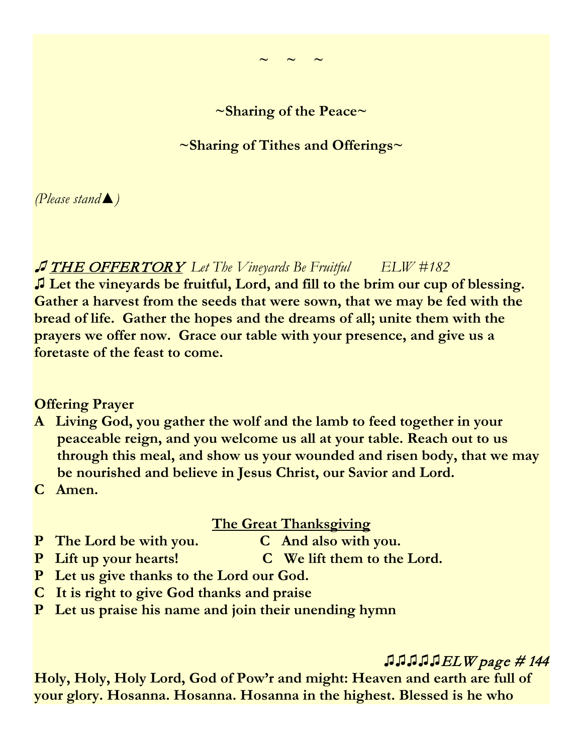~ ~ ~

**~Sharing of the Peace~**

**~Sharing of Tithes and Offerings~**

*(Please stand▲)*

♫ ***THE OFFERTORY*** *Let The Vineyards Be Fruitful ELW #182*

**♫ Let the vineyards be fruitful, Lord, and fill to the brim our cup of blessing. Gather a harvest from the seeds that were sown, that we may be fed with the bread of life. Gather the hopes and the dreams of all; unite them with the prayers we offer now. Grace our table with your presence, and give us a foretaste of the feast to come.**

**Offering Prayer**

**A Living God, you gather the wolf and the lamb to feed together in your peaceable reign, and you welcome us all at your table. Reach out to us through this meal, and show us your wounded and risen body, that we may be nourished and believe in Jesus Christ, our Savior and Lord.**

**C Amen.**

**The Great Thanksgiving**

**P The Lord be with you. C And also with you.**

**P Lift up your hearts! C We lift them to the Lord.**

**P Let us give thanks to the Lord our God.**

**C It is right to give God thanks and praise**

**P Let us praise his name and join their unending hymn**

***♫♫♫♫♫ELW page # 144***

**Holy, Holy, Holy Lord, God of Pow'r and might: Heaven and earth are full of your glory. Hosanna. Hosanna. Hosanna in the highest. Blessed is he who**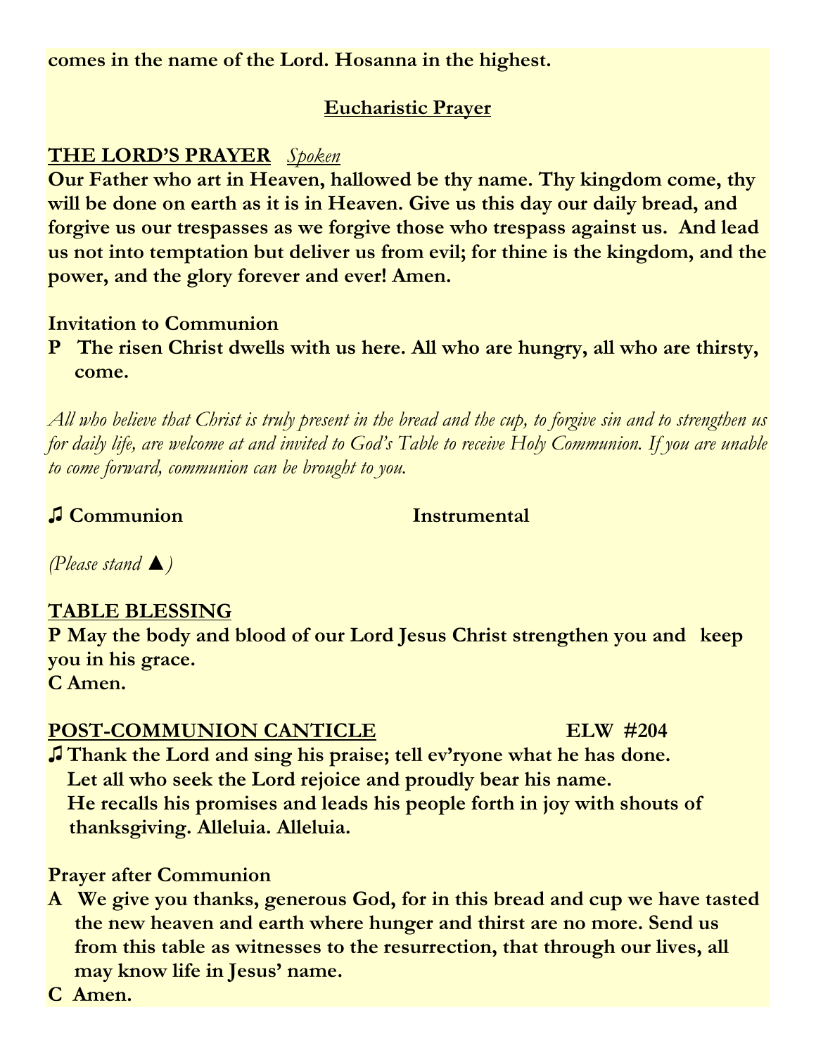**comes in the name of the Lord. Hosanna in the highest.**

## Eucharistic Prayer

## THE LORD'S PRAYER *Spoken*

**Our Father who art in Heaven, hallowed be thy name. Thy kingdom come, thy will be done on earth as it is in Heaven. Give us this day our daily bread, and forgive us our trespasses as we forgive those who trespass against us. And lead us not into temptation but deliver us from evil; for thine is the kingdom, and the power, and the glory forever and ever! Amen.**

**Invitation to Communion**

**P The risen Christ dwells with us here. All who are hungry, all who are thirsty, come.**

*All who believe that Christ is truly present in the bread and the cup, to forgive sin and to strengthen us for daily life, are welcome at and invited to God's Table to receive Holy Communion. If you are unable to come forward, communion can be brought to you.*

**♫ Communion Instrumental**

*(Please stand ▲)*

## TABLE BLESSING

**P May the body and blood of our Lord Jesus Christ strengthen you and keep you in his grace.**

**C Amen.**

## POST-COMMUNION CANTICLE ELW #204

**♫ Thank the Lord and sing his praise; tell ev'ryone what he has done.**
**Let all who seek the Lord rejoice and proudly bear his name.**
**He recalls his promises and leads his people forth in joy with shouts of thanksgiving. Alleluia. Alleluia.**

**Prayer after Communion**

**A We give you thanks, generous God, for in this bread and cup we have tasted the new heaven and earth where hunger and thirst are no more. Send us from this table as witnesses to the resurrection, that through our lives, all may know life in Jesus' name.**

**C Amen.**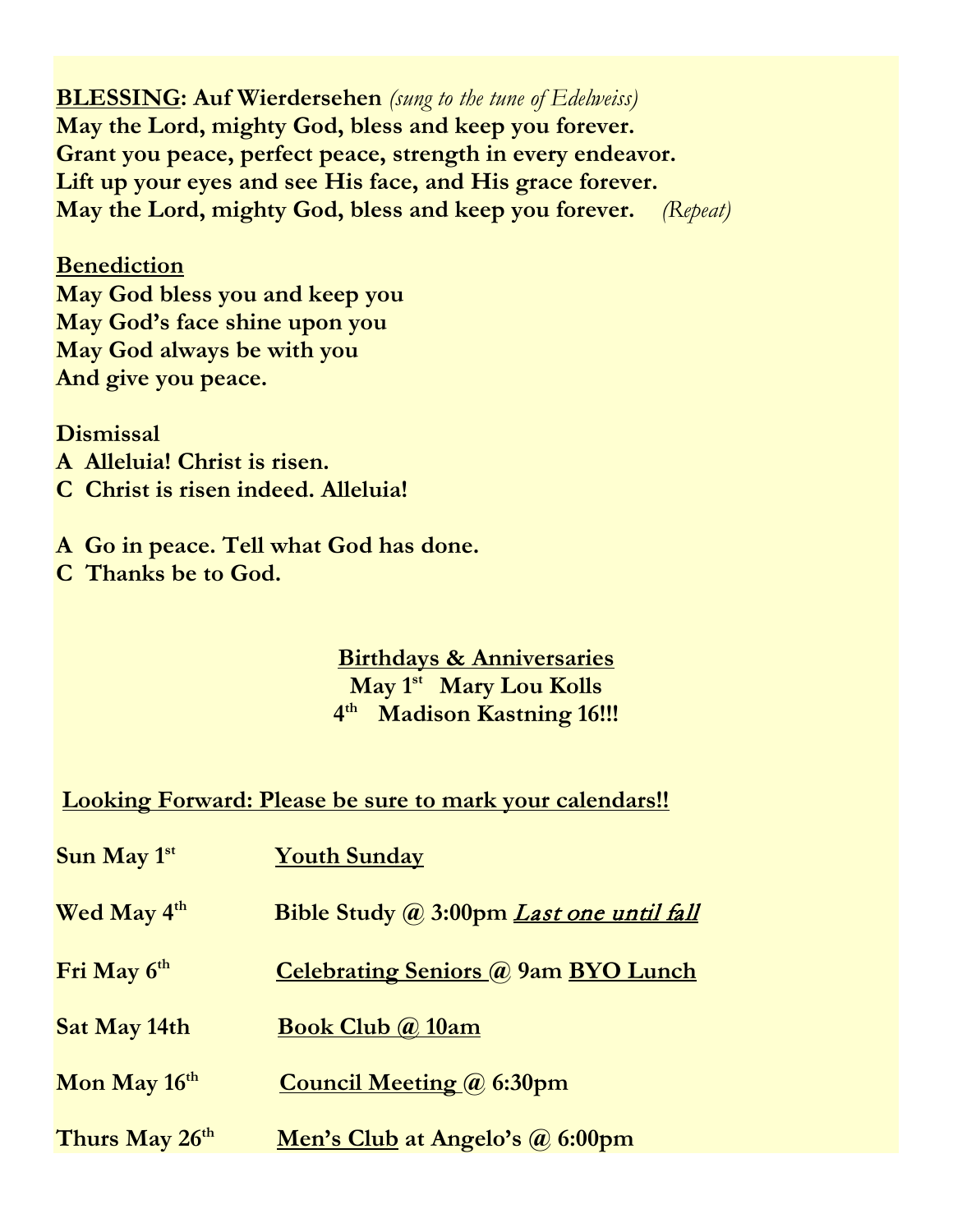**<u>BLESSING</u>: Auf Wierdersehen** *(sung to the tune of Edelweiss)*
**May the Lord, mighty God, bless and keep you forever.**
**Grant you peace, perfect peace, strength in every endeavor.**
**Lift up your eyes and see His face, and His grace forever.**
**May the Lord, mighty God, bless and keep you forever.** *(Repeat)*

**<u>Benediction</u>**
**May God bless you and keep you**
**May God's face shine upon you**
**May God always be with you**
**And give you peace.**

**Dismissal**
**A Alleluia! Christ is risen.**
**C Christ is risen indeed. Alleluia!**

**A Go in peace. Tell what God has done.**
**C Thanks be to God.**

**<u>Birthdays & Anniversaries</u>**
**May 1st Mary Lou Kolls**
**4th Madison Kastning 16!!!**

**<u>Looking Forward: Please be sure to mark your calendars!!</u>**

**Sun May 1st** **<u>Youth Sunday</u>**

**Wed May 4th** **Bible Study @ 3:00pm** ***<u>Last one until fall</u>***

**Fri May 6th** **<u>Celebrating Seniors</u> @ 9am <u>BYO Lunch</u>**

**Sat May 14th** **<u>Book Club @ 10am</u>**

**Mon May 16th** **<u>Council Meeting</u> @ 6:30pm**

**Thurs May 26th** **<u>Men's Club</u> at Angelo's @ 6:00pm**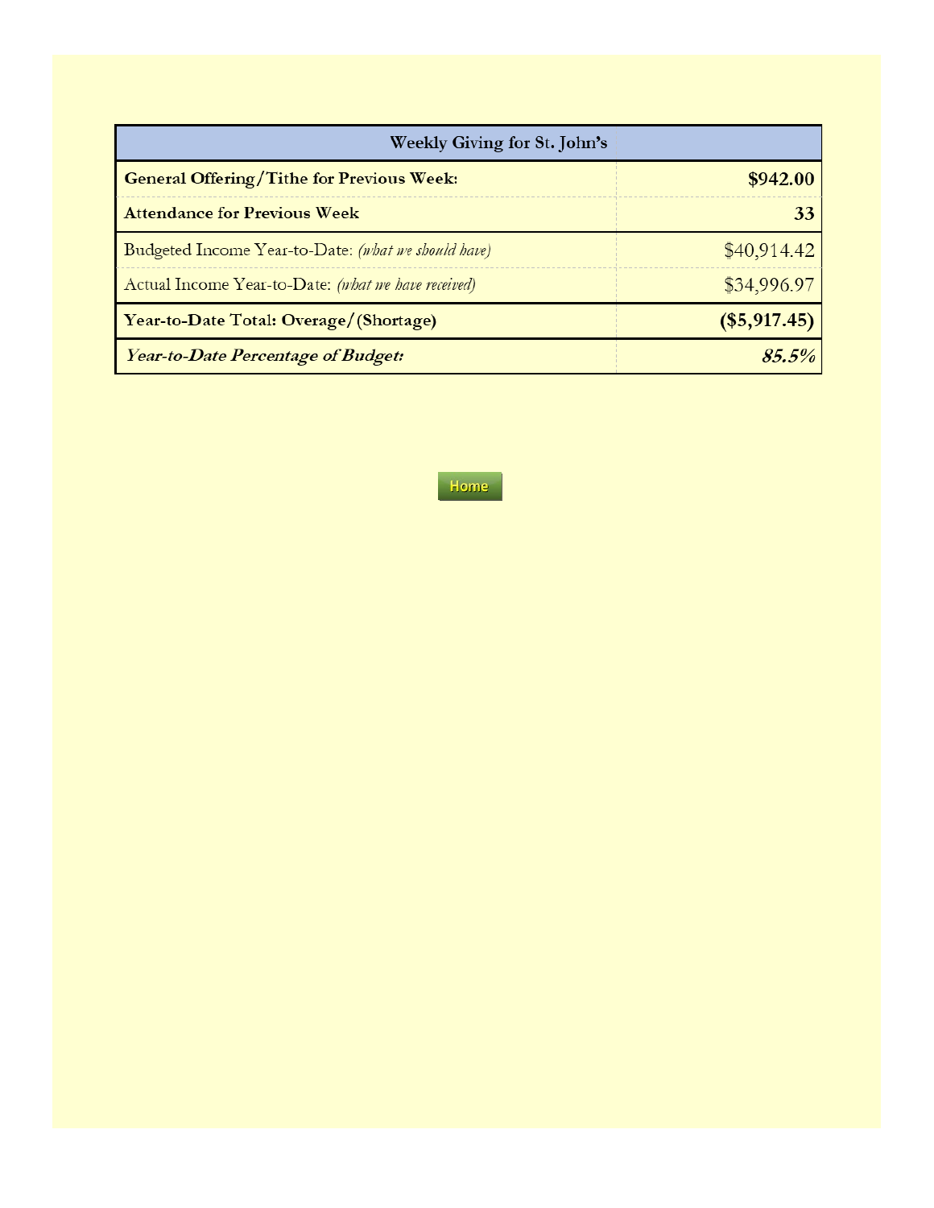| Weekly Giving for St. John's | |
|---|---|
| **General Offering/Tithe for Previous Week:** | **$942.00** |
| **Attendance for Previous Week** | **33** |
| Budgeted Income Year-to-Date: *(what we should have)* | $40,914.42 |
| Actual Income Year-to-Date: *(what we have received)* | $34,996.97 |
| **Year-to-Date Total: Overage/(Shortage)** | **($5,917.45)** |
| ***Year-to-Date Percentage of Budget:*** | ***85.5%*** |

Home